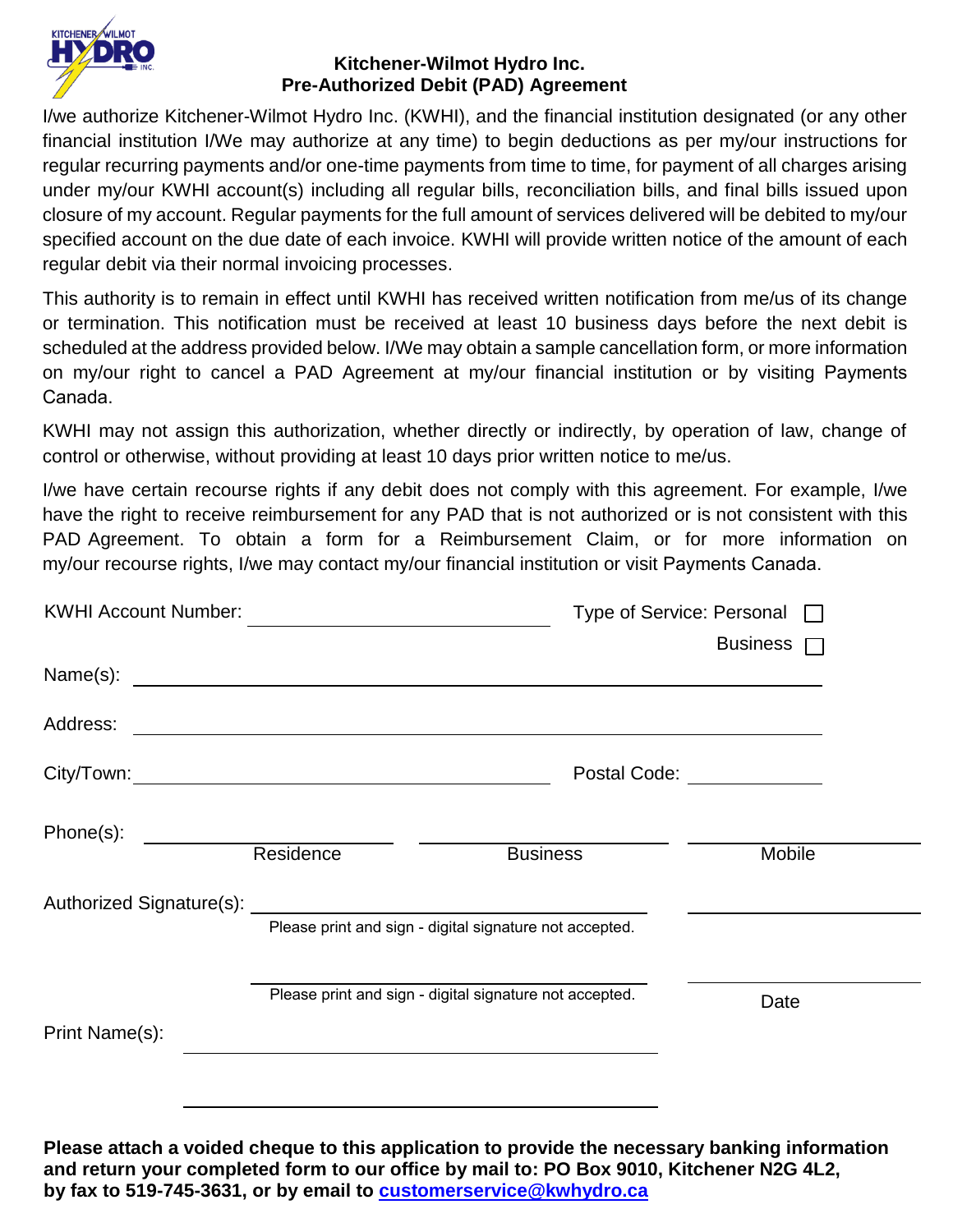## Kitchener-Wilmot Hydro Inc.
## Pre-Authorized Debit (PAD) Agreement

I/we authorize Kitchener-Wilmot Hydro Inc. (KWHI), and the financial institution designated (or any other financial institution I/We may authorize at any time) to begin deductions as per my/our instructions for regular recurring payments and/or one-time payments from time to time, for payment of all charges arising under my/our KWHI account(s) including all regular bills, reconciliation bills, and final bills issued upon closure of my account. Regular payments for the full amount of services delivered will be debited to my/our specified account on the due date of each invoice. KWHI will provide written notice of the amount of each regular debit via their normal invoicing processes.

This authority is to remain in effect until KWHI has received written notification from me/us of its change or termination. This notification must be received at least 10 business days before the next debit is scheduled at the address provided below. I/We may obtain a sample cancellation form, or more information on my/our right to cancel a PAD Agreement at my/our financial institution or by visiting Payments Canada.

KWHI may not assign this authorization, whether directly or indirectly, by operation of law, change of control or otherwise, without providing at least 10 days prior written notice to me/us.

I/we have certain recourse rights if any debit does not comply with this agreement. For example, I/we have the right to receive reimbursement for any PAD that is not authorized or is not consistent with this PAD Agreement. To obtain a form for a Reimbursement Claim, or for more information on my/our recourse rights, I/we may contact my/our financial institution or visit Payments Canada.

KWHI Account Number: ____________________ Type of Service: Personal ☐ Business ☐

Name(s): ____________________

Address: ____________________

City/Town: ____________________ Postal Code: ____________________

Phone(s): ____________________ Residence ____________________ Business ____________________ Mobile

Authorized Signature(s): ____________________
Please print and sign - digital signature not accepted.

____________________
Please print and sign - digital signature not accepted.

____________________ Date

Print Name(s): ____________________

____________________

**Please attach a voided cheque to this application to provide the necessary banking information and return your completed form to our office by mail to: PO Box 9010, Kitchener N2G 4L2, by fax to 519-745-3631, or by email to customerservice@kwhydro.ca**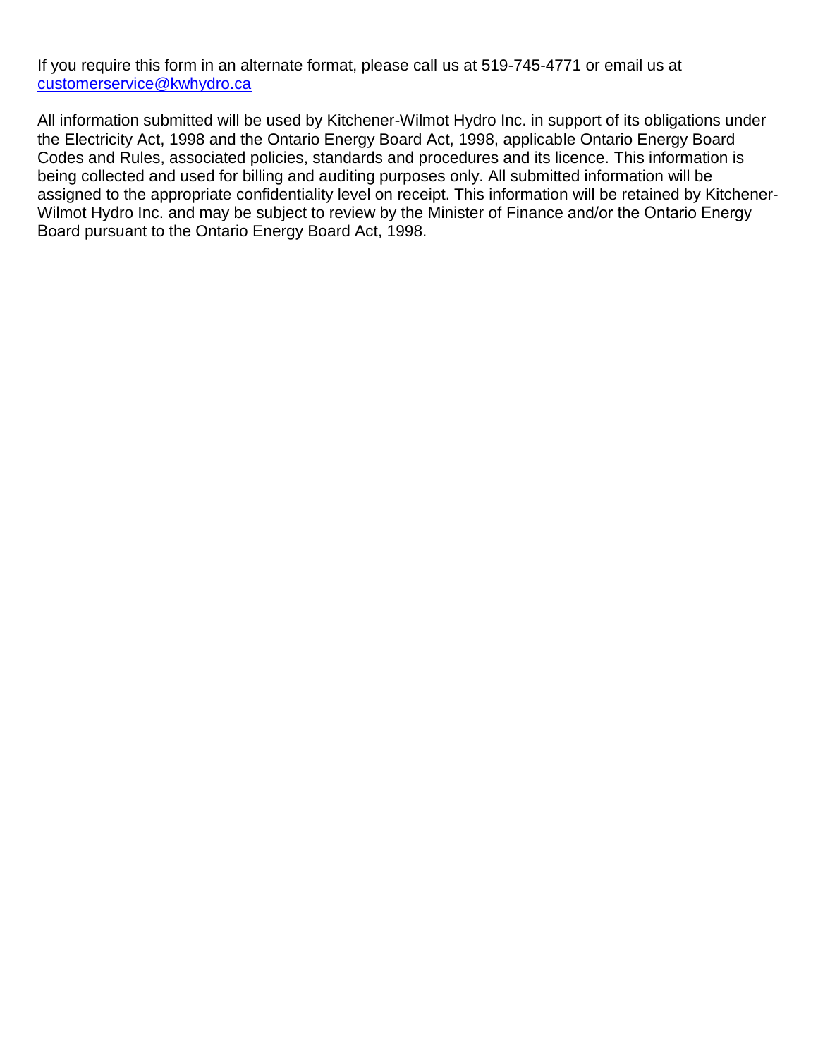If you require this form in an alternate format, please call us at 519-745-4771 or email us at [customerservice@kwhydro.ca](mailto:customerservice@kwhydro.ca)

All information submitted will be used by Kitchener-Wilmot Hydro Inc. in support of its obligations under the Electricity Act, 1998 and the Ontario Energy Board Act, 1998, applicable Ontario Energy Board Codes and Rules, associated policies, standards and procedures and its licence. This information is being collected and used for billing and auditing purposes only. All submitted information will be assigned to the appropriate confidentiality level on receipt. This information will be retained by Kitchener-Wilmot Hydro Inc. and may be subject to review by the Minister of Finance and/or the Ontario Energy Board pursuant to the Ontario Energy Board Act, 1998.